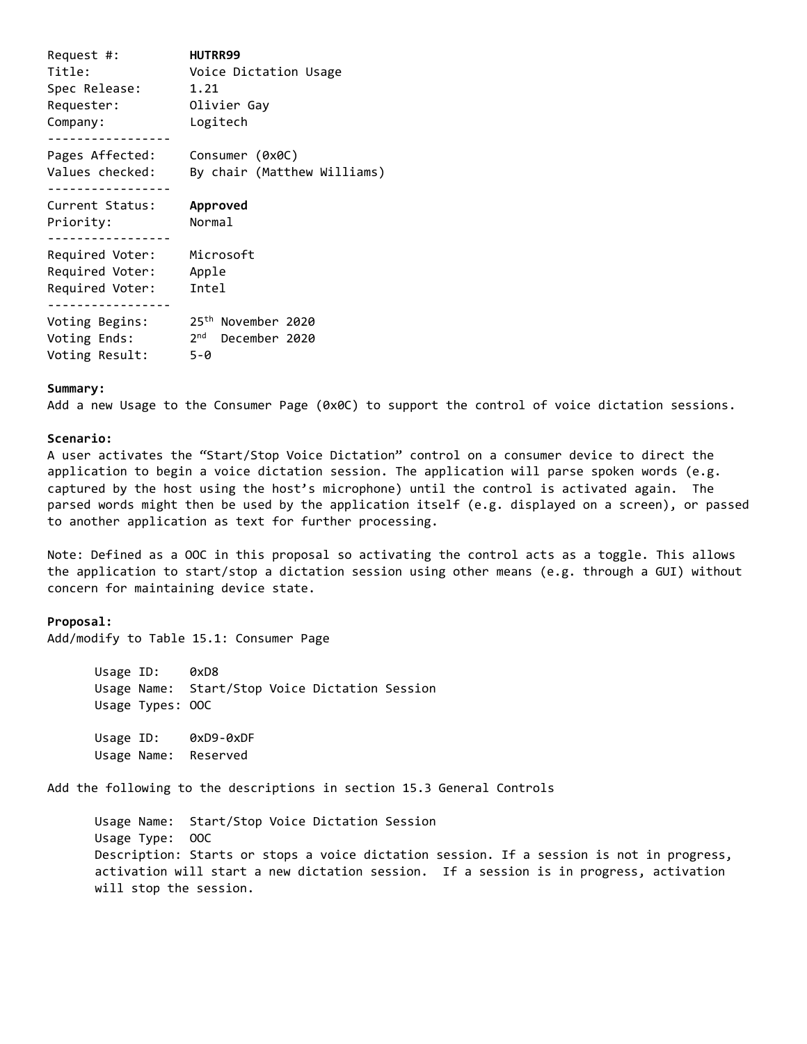| | |
|---|---|
| Request #: | **HUTRR99** |
| Title: | Voice Dictation Usage |
| Spec Release: | 1.21 |
| Requester: | Olivier Gay |
| Company: | Logitech |
| Pages Affected: | Consumer (0x0C) |
| Values checked: | By chair (Matthew Williams) |
| Current Status: | **Approved** |
| Priority: | Normal |
| Required Voter: | Microsoft |
| Required Voter: | Apple |
| Required Voter: | Intel |
| Voting Begins: | 25th November 2020 |
| Voting Ends: | 2nd December 2020 |
| Voting Result: | 5-0 |

**Summary:**

Add a new Usage to the Consumer Page (0x0C) to support the control of voice dictation sessions.

**Scenario:**

A user activates the "Start/Stop Voice Dictation" control on a consumer device to direct the application to begin a voice dictation session. The application will parse spoken words (e.g. captured by the host using the host's microphone) until the control is activated again. The parsed words might then be used by the application itself (e.g. displayed on a screen), or passed to another application as text for further processing.

Note: Defined as a OOC in this proposal so activating the control acts as a toggle. This allows the application to start/stop a dictation session using other means (e.g. through a GUI) without concern for maintaining device state.

**Proposal:**

Add/modify to Table 15.1: Consumer Page

> Usage ID: 0xD8
> Usage Name: Start/Stop Voice Dictation Session
> Usage Types: OOC
>
> Usage ID: 0xD9-0xDF
> Usage Name: Reserved

Add the following to the descriptions in section 15.3 General Controls

> Usage Name: Start/Stop Voice Dictation Session
> Usage Type: OOC
> Description: Starts or stops a voice dictation session. If a session is not in progress, activation will start a new dictation session. If a session is in progress, activation will stop the session.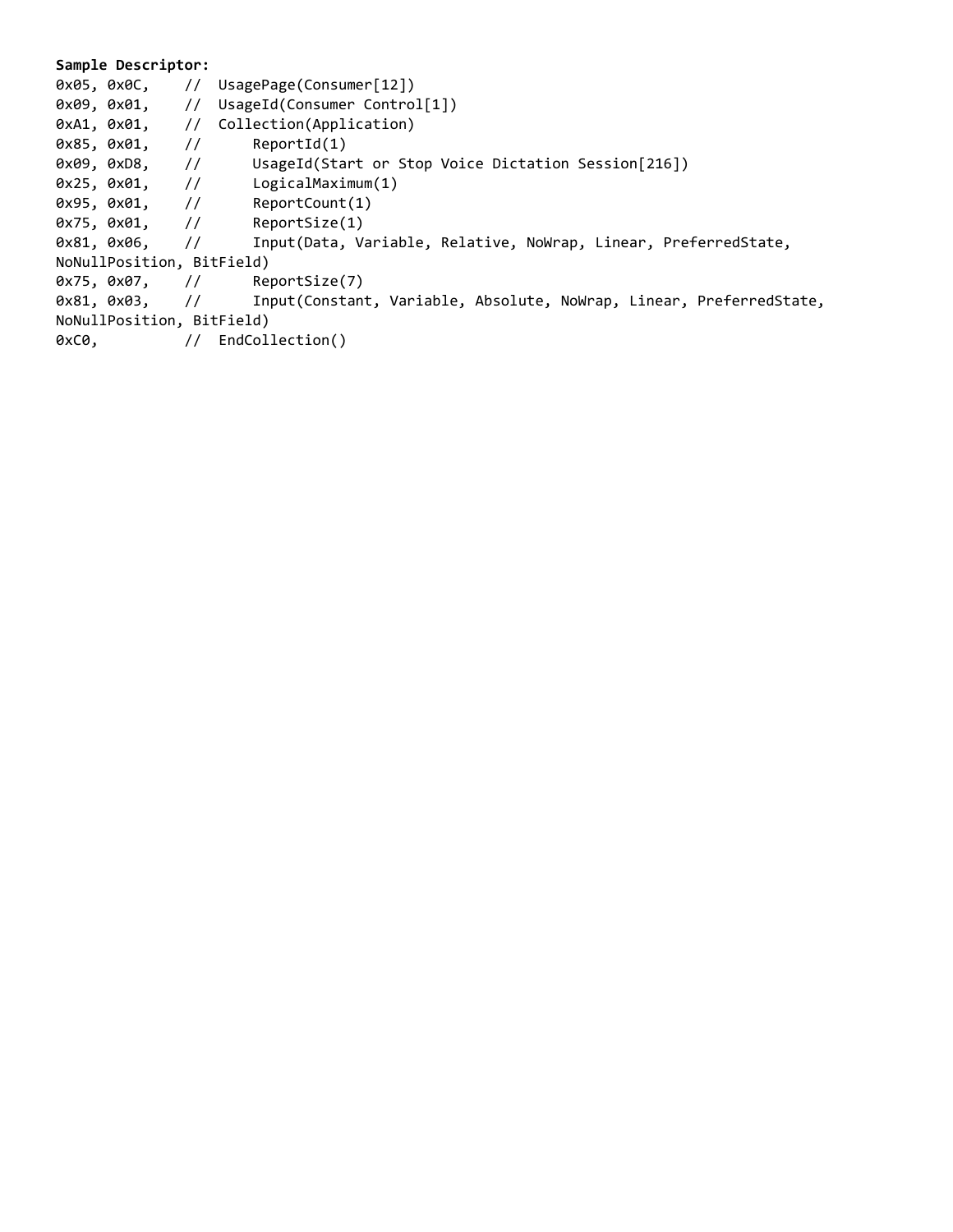**Sample Descriptor:**

```
0x05, 0x0C,    //  UsagePage(Consumer[12])
0x09, 0x01,    //  UsageId(Consumer Control[1])
0xA1, 0x01,    //  Collection(Application)
0x85, 0x01,    //      ReportId(1)
0x09, 0xD8,    //      UsageId(Start or Stop Voice Dictation Session[216])
0x25, 0x01,    //      LogicalMaximum(1)
0x95, 0x01,    //      ReportCount(1)
0x75, 0x01,    //      ReportSize(1)
0x81, 0x06,    //      Input(Data, Variable, Relative, NoWrap, Linear, PreferredState,
NoNullPosition, BitField)
0x75, 0x07,    //      ReportSize(7)
0x81, 0x03,    //      Input(Constant, Variable, Absolute, NoWrap, Linear, PreferredState,
NoNullPosition, BitField)
0xC0,          //  EndCollection()
```